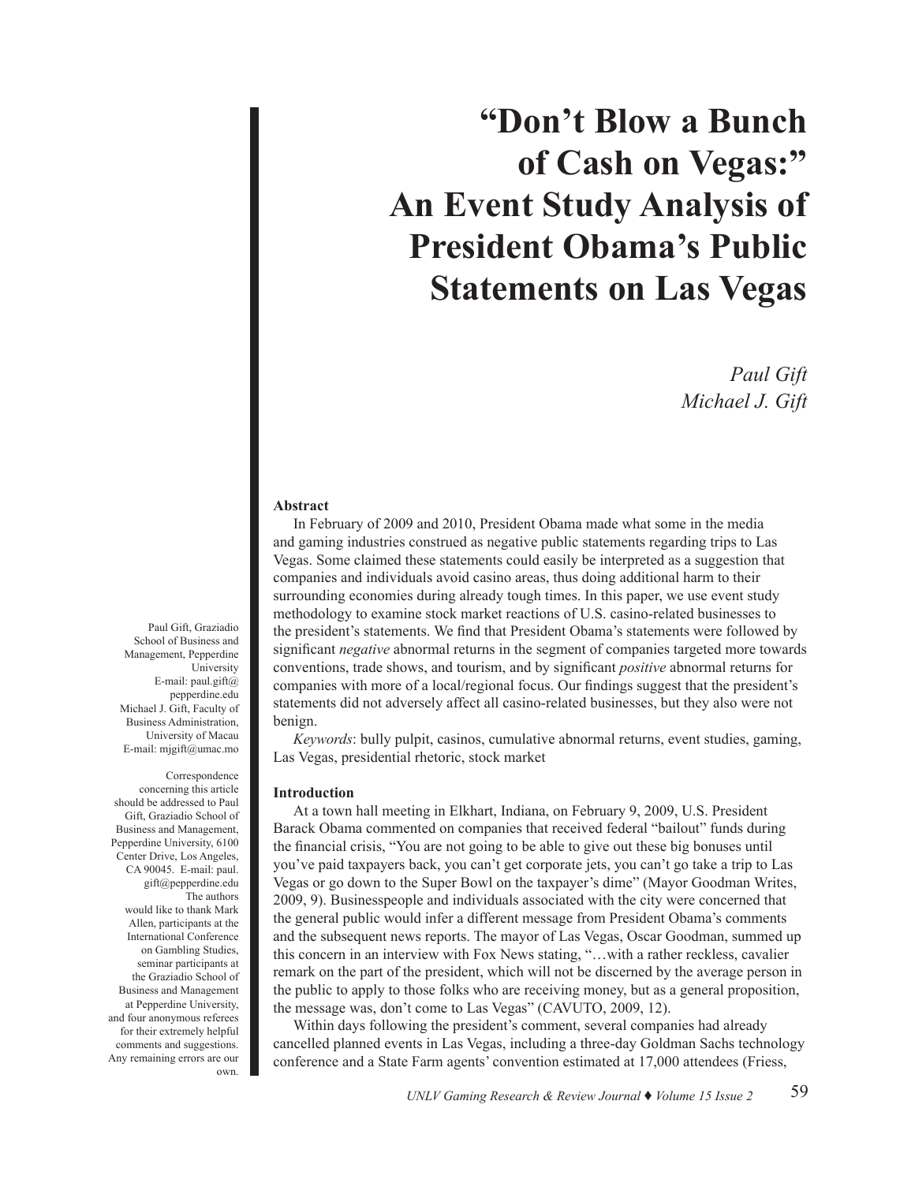# "Don't Blow a Bunch of Cash on Vegas:" An Event Study Analysis of President Obama's Public Statements on Las Vegas

*Paul Gift*
*Michael J. Gift*

Paul Gift, Graziadio School of Business and Management, Pepperdine University
E-mail: paul.gift@pepperdine.edu
Michael J. Gift, Faculty of Business Administration, University of Macau
E-mail: mjgift@umac.mo

Correspondence concerning this article should be addressed to Paul Gift, Graziadio School of Business and Management, Pepperdine University, 6100 Center Drive, Los Angeles, CA 90045. E-mail: paul.gift@pepperdine.edu
The authors would like to thank Mark Allen, participants at the International Conference on Gambling Studies, seminar participants at the Graziadio School of Business and Management at Pepperdine University, and four anonymous referees for their extremely helpful comments and suggestions. Any remaining errors are our own.

**Abstract**

In February of 2009 and 2010, President Obama made what some in the media and gaming industries construed as negative public statements regarding trips to Las Vegas. Some claimed these statements could easily be interpreted as a suggestion that companies and individuals avoid casino areas, thus doing additional harm to their surrounding economies during already tough times. In this paper, we use event study methodology to examine stock market reactions of U.S. casino-related businesses to the president's statements. We find that President Obama's statements were followed by significant *negative* abnormal returns in the segment of companies targeted more towards conventions, trade shows, and tourism, and by significant *positive* abnormal returns for companies with more of a local/regional focus. Our findings suggest that the president's statements did not adversely affect all casino-related businesses, but they also were not benign.

*Keywords*: bully pulpit, casinos, cumulative abnormal returns, event studies, gaming, Las Vegas, presidential rhetoric, stock market

**Introduction**

At a town hall meeting in Elkhart, Indiana, on February 9, 2009, U.S. President Barack Obama commented on companies that received federal "bailout" funds during the financial crisis, "You are not going to be able to give out these big bonuses until you've paid taxpayers back, you can't get corporate jets, you can't go take a trip to Las Vegas or go down to the Super Bowl on the taxpayer's dime" (Mayor Goodman Writes, 2009, 9). Businesspeople and individuals associated with the city were concerned that the general public would infer a different message from President Obama's comments and the subsequent news reports. The mayor of Las Vegas, Oscar Goodman, summed up this concern in an interview with Fox News stating, "…with a rather reckless, cavalier remark on the part of the president, which will not be discerned by the average person in the public to apply to those folks who are receiving money, but as a general proposition, the message was, don't come to Las Vegas" (CAVUTO, 2009, 12).

Within days following the president's comment, several companies had already cancelled planned events in Las Vegas, including a three-day Goldman Sachs technology conference and a State Farm agents' convention estimated at 17,000 attendees (Friess,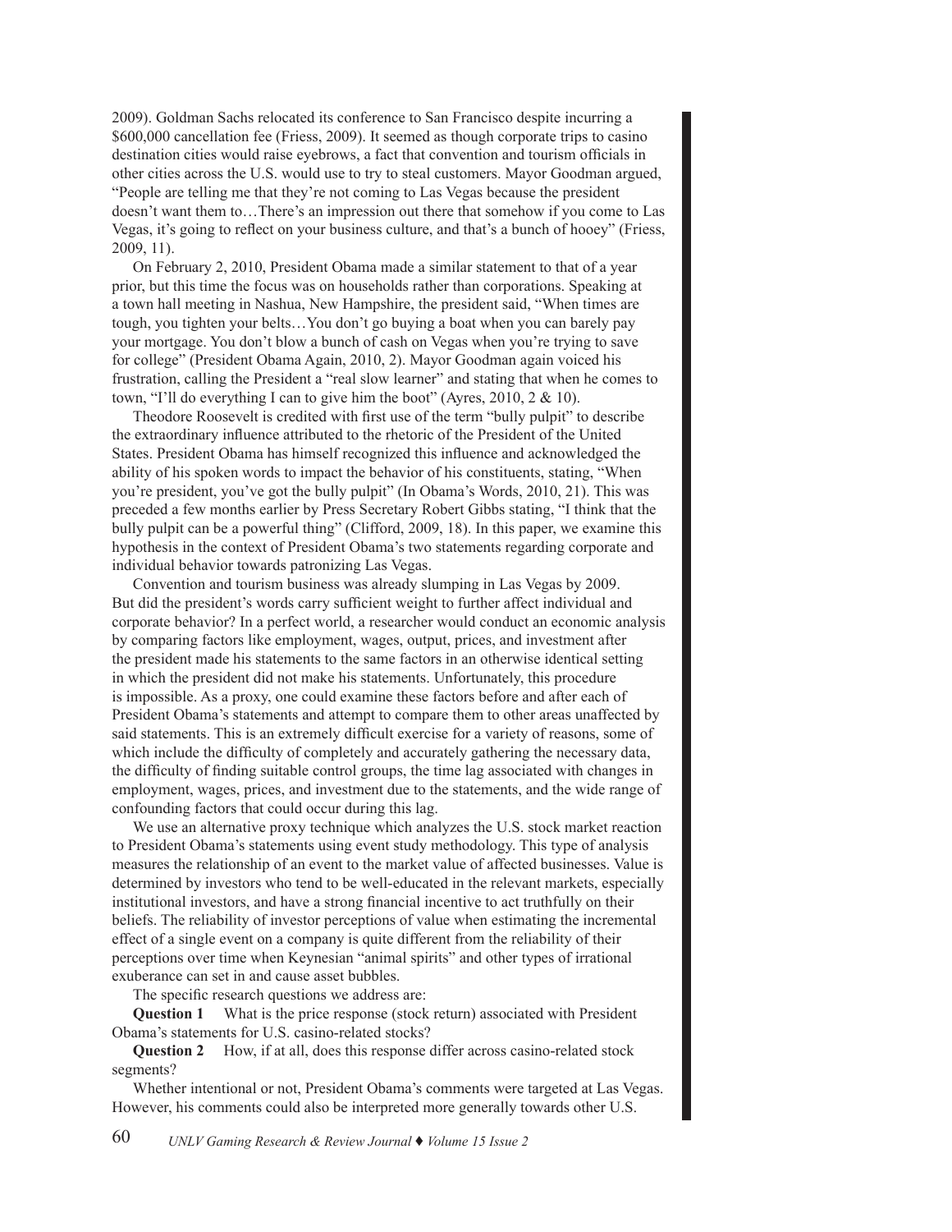2009). Goldman Sachs relocated its conference to San Francisco despite incurring a $600,000 cancellation fee (Friess, 2009). It seemed as though corporate trips to casino destination cities would raise eyebrows, a fact that convention and tourism officials in other cities across the U.S. would use to try to steal customers. Mayor Goodman argued, "People are telling me that they're not coming to Las Vegas because the president doesn't want them to…There's an impression out there that somehow if you come to Las Vegas, it's going to reflect on your business culture, and that's a bunch of hooey" (Friess, 2009, 11).

On February 2, 2010, President Obama made a similar statement to that of a year prior, but this time the focus was on households rather than corporations. Speaking at a town hall meeting in Nashua, New Hampshire, the president said, "When times are tough, you tighten your belts…You don't go buying a boat when you can barely pay your mortgage. You don't blow a bunch of cash on Vegas when you're trying to save for college" (President Obama Again, 2010, 2). Mayor Goodman again voiced his frustration, calling the President a "real slow learner" and stating that when he comes to town, "I'll do everything I can to give him the boot" (Ayres, 2010, 2 & 10).

Theodore Roosevelt is credited with first use of the term "bully pulpit" to describe the extraordinary influence attributed to the rhetoric of the President of the United States. President Obama has himself recognized this influence and acknowledged the ability of his spoken words to impact the behavior of his constituents, stating, "When you're president, you've got the bully pulpit" (In Obama's Words, 2010, 21). This was preceded a few months earlier by Press Secretary Robert Gibbs stating, "I think that the bully pulpit can be a powerful thing" (Clifford, 2009, 18). In this paper, we examine this hypothesis in the context of President Obama's two statements regarding corporate and individual behavior towards patronizing Las Vegas.

Convention and tourism business was already slumping in Las Vegas by 2009. But did the president's words carry sufficient weight to further affect individual and corporate behavior? In a perfect world, a researcher would conduct an economic analysis by comparing factors like employment, wages, output, prices, and investment after the president made his statements to the same factors in an otherwise identical setting in which the president did not make his statements. Unfortunately, this procedure is impossible. As a proxy, one could examine these factors before and after each of President Obama's statements and attempt to compare them to other areas unaffected by said statements. This is an extremely difficult exercise for a variety of reasons, some of which include the difficulty of completely and accurately gathering the necessary data, the difficulty of finding suitable control groups, the time lag associated with changes in employment, wages, prices, and investment due to the statements, and the wide range of confounding factors that could occur during this lag.

We use an alternative proxy technique which analyzes the U.S. stock market reaction to President Obama's statements using event study methodology. This type of analysis measures the relationship of an event to the market value of affected businesses. Value is determined by investors who tend to be well-educated in the relevant markets, especially institutional investors, and have a strong financial incentive to act truthfully on their beliefs. The reliability of investor perceptions of value when estimating the incremental effect of a single event on a company is quite different from the reliability of their perceptions over time when Keynesian "animal spirits" and other types of irrational exuberance can set in and cause asset bubbles.

The specific research questions we address are:

**Question 1** What is the price response (stock return) associated with President Obama's statements for U.S. casino-related stocks?

**Question 2** How, if at all, does this response differ across casino-related stock segments?

Whether intentional or not, President Obama's comments were targeted at Las Vegas. However, his comments could also be interpreted more generally towards other U.S.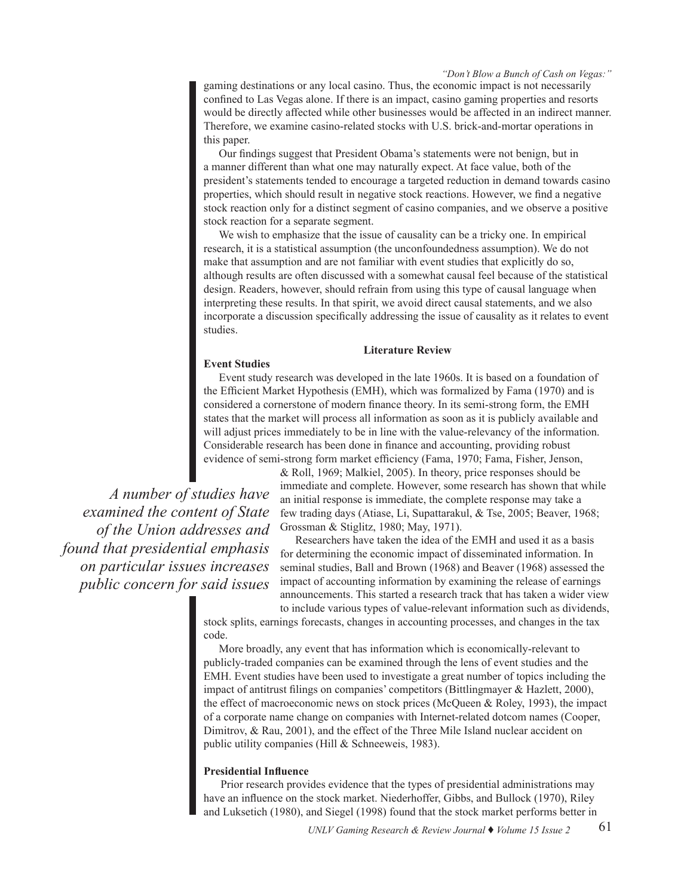gaming destinations or any local casino. Thus, the economic impact is not necessarily confined to Las Vegas alone. If there is an impact, casino gaming properties and resorts would be directly affected while other businesses would be affected in an indirect manner. Therefore, we examine casino-related stocks with U.S. brick-and-mortar operations in this paper.

Our findings suggest that President Obama's statements were not benign, but in a manner different than what one may naturally expect. At face value, both of the president's statements tended to encourage a targeted reduction in demand towards casino properties, which should result in negative stock reactions. However, we find a negative stock reaction only for a distinct segment of casino companies, and we observe a positive stock reaction for a separate segment.

We wish to emphasize that the issue of causality can be a tricky one. In empirical research, it is a statistical assumption (the unconfoundedness assumption). We do not make that assumption and are not familiar with event studies that explicitly do so, although results are often discussed with a somewhat causal feel because of the statistical design. Readers, however, should refrain from using this type of causal language when interpreting these results. In that spirit, we avoid direct causal statements, and we also incorporate a discussion specifically addressing the issue of causality as it relates to event studies.

## Literature Review

### Event Studies

Event study research was developed in the late 1960s. It is based on a foundation of the Efficient Market Hypothesis (EMH), which was formalized by Fama (1970) and is considered a cornerstone of modern finance theory. In its semi-strong form, the EMH states that the market will process all information as soon as it is publicly available and will adjust prices immediately to be in line with the value-relevancy of the information. Considerable research has been done in finance and accounting, providing robust evidence of semi-strong form market efficiency (Fama, 1970; Fama, Fisher, Jenson, & Roll, 1969; Malkiel, 2005). In theory, price responses should be immediate and complete. However, some research has shown that while an initial response is immediate, the complete response may take a few trading days (Atiase, Li, Supattarakul, & Tse, 2005; Beaver, 1968; Grossman & Stiglitz, 1980; May, 1971).

*A number of studies have examined the content of State of the Union addresses and found that presidential emphasis on particular issues increases public concern for said issues*

Researchers have taken the idea of the EMH and used it as a basis for determining the economic impact of disseminated information. In seminal studies, Ball and Brown (1968) and Beaver (1968) assessed the impact of accounting information by examining the release of earnings announcements. This started a research track that has taken a wider view to include various types of value-relevant information such as dividends, stock splits, earnings forecasts, changes in accounting processes, and changes in the tax code.

More broadly, any event that has information which is economically-relevant to publicly-traded companies can be examined through the lens of event studies and the EMH. Event studies have been used to investigate a great number of topics including the impact of antitrust filings on companies' competitors (Bittlingmayer & Hazlett, 2000), the effect of macroeconomic news on stock prices (McQueen & Roley, 1993), the impact of a corporate name change on companies with Internet-related dotcom names (Cooper, Dimitrov, & Rau, 2001), and the effect of the Three Mile Island nuclear accident on public utility companies (Hill & Schneeweis, 1983).

### Presidential Influence

Prior research provides evidence that the types of presidential administrations may have an influence on the stock market. Niederhoffer, Gibbs, and Bullock (1970), Riley and Luksetich (1980), and Siegel (1998) found that the stock market performs better in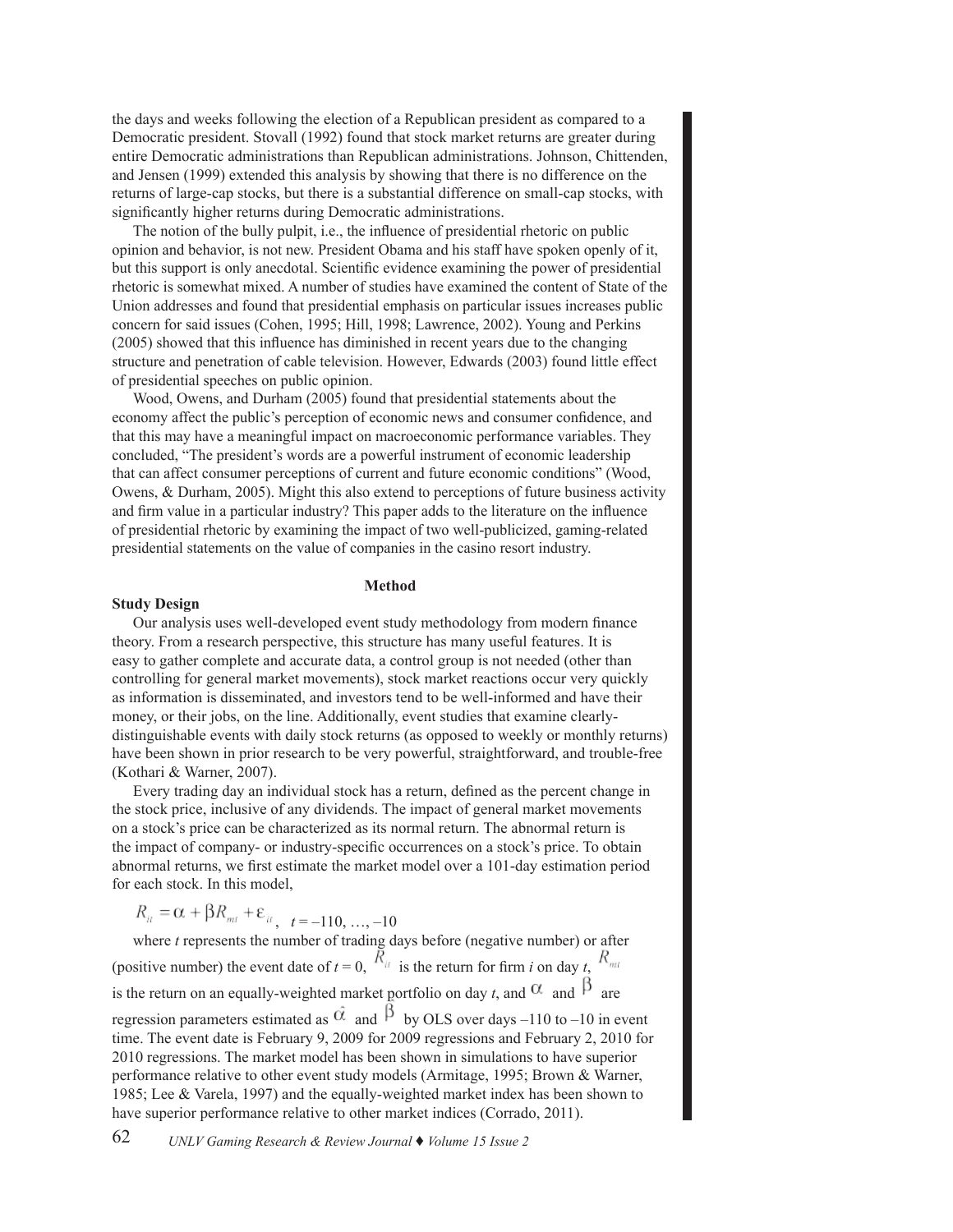the days and weeks following the election of a Republican president as compared to a Democratic president. Stovall (1992) found that stock market returns are greater during entire Democratic administrations than Republican administrations. Johnson, Chittenden, and Jensen (1999) extended this analysis by showing that there is no difference on the returns of large-cap stocks, but there is a substantial difference on small-cap stocks, with significantly higher returns during Democratic administrations.

The notion of the bully pulpit, i.e., the influence of presidential rhetoric on public opinion and behavior, is not new. President Obama and his staff have spoken openly of it, but this support is only anecdotal. Scientific evidence examining the power of presidential rhetoric is somewhat mixed. A number of studies have examined the content of State of the Union addresses and found that presidential emphasis on particular issues increases public concern for said issues (Cohen, 1995; Hill, 1998; Lawrence, 2002). Young and Perkins (2005) showed that this influence has diminished in recent years due to the changing structure and penetration of cable television. However, Edwards (2003) found little effect of presidential speeches on public opinion.

Wood, Owens, and Durham (2005) found that presidential statements about the economy affect the public's perception of economic news and consumer confidence, and that this may have a meaningful impact on macroeconomic performance variables. They concluded, "The president's words are a powerful instrument of economic leadership that can affect consumer perceptions of current and future economic conditions" (Wood, Owens, & Durham, 2005). Might this also extend to perceptions of future business activity and firm value in a particular industry? This paper adds to the literature on the influence of presidential rhetoric by examining the impact of two well-publicized, gaming-related presidential statements on the value of companies in the casino resort industry.

## Method

### Study Design

Our analysis uses well-developed event study methodology from modern finance theory. From a research perspective, this structure has many useful features. It is easy to gather complete and accurate data, a control group is not needed (other than controlling for general market movements), stock market reactions occur very quickly as information is disseminated, and investors tend to be well-informed and have their money, or their jobs, on the line. Additionally, event studies that examine clearly-distinguishable events with daily stock returns (as opposed to weekly or monthly returns) have been shown in prior research to be very powerful, straightforward, and trouble-free (Kothari & Warner, 2007).

Every trading day an individual stock has a return, defined as the percent change in the stock price, inclusive of any dividends. The impact of general market movements on a stock's price can be characterized as its normal return. The abnormal return is the impact of company- or industry-specific occurrences on a stock's price. To obtain abnormal returns, we first estimate the market model over a 101-day estimation period for each stock. In this model,

$$R_{it} = \alpha + \beta R_{mt} + \varepsilon_{it}, \quad t = -110, \ldots, -10$$

where $t$ represents the number of trading days before (negative number) or after (positive number) the event date of $t = 0$, $R_{it}$ is the return for firm $i$ on day $t$, $R_{mt}$ is the return on an equally-weighted market portfolio on day $t$, and $\alpha$ and $\beta$ are regression parameters estimated as $\hat{\alpha}$ and $\hat{\beta}$ by OLS over days –110 to –10 in event time. The event date is February 9, 2009 for 2009 regressions and February 2, 2010 for 2010 regressions. The market model has been shown in simulations to have superior performance relative to other event study models (Armitage, 1995; Brown & Warner, 1985; Lee & Varela, 1997) and the equally-weighted market index has been shown to have superior performance relative to other market indices (Corrado, 2011).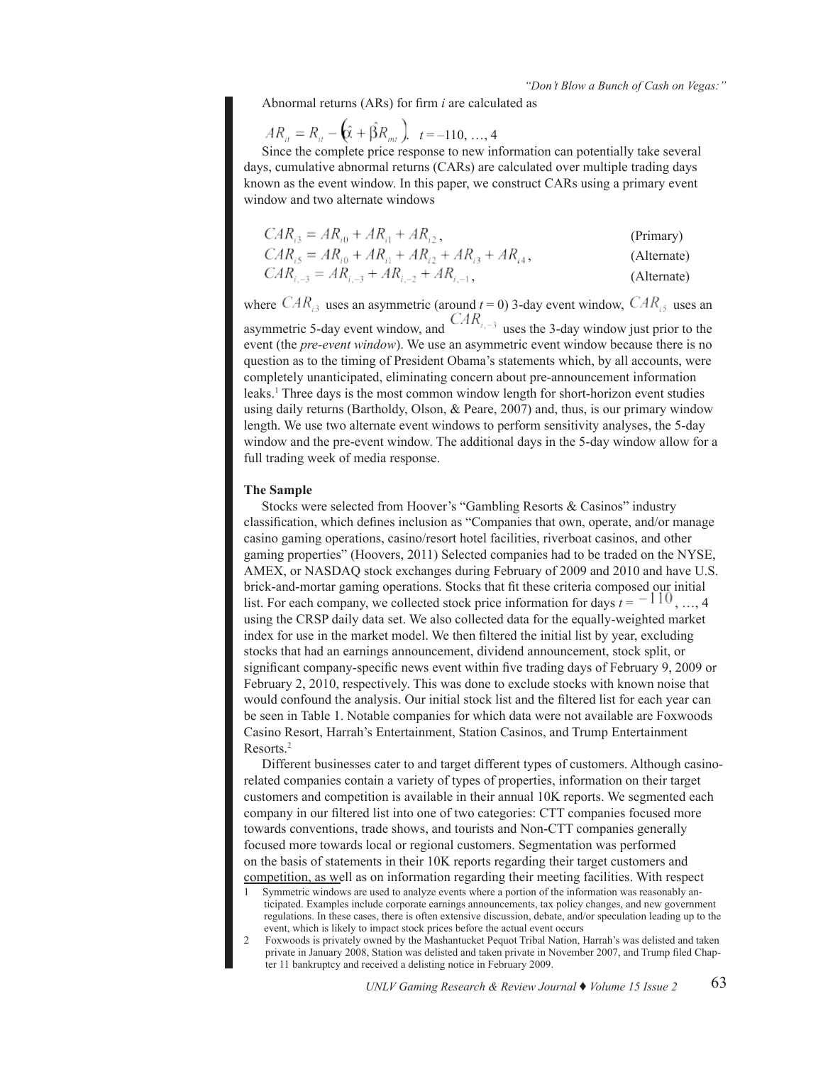Abnormal returns (ARs) for firm *i* are calculated as

$$AR_{it} = R_{it} - \left(\hat{\alpha} + \hat{\beta}R_{mt}\right), \quad t = -110, \ldots, 4$$

Since the complete price response to new information can potentially take several days, cumulative abnormal returns (CARs) are calculated over multiple trading days known as the event window. In this paper, we construct CARs using a primary event window and two alternate windows

$$CAR_{i3} = AR_{i0} + AR_{i1} + AR_{i2}, \qquad \text{(Primary)}$$

$$CAR_{i5} = AR_{i0} + AR_{i1} + AR_{i2} + AR_{i3} + AR_{i4}, \qquad \text{(Alternate)}$$

$$CAR_{i,-3} = AR_{i,-3} + AR_{i,-2} + AR_{i,-1}, \qquad \text{(Alternate)}$$

where $CAR_{i3}$ uses an asymmetric (around $t = 0$) 3-day event window, $CAR_{i5}$ uses an asymmetric 5-day event window, and $CAR_{i,-3}$ uses the 3-day window just prior to the event (the *pre-event window*). We use an asymmetric event window because there is no question as to the timing of President Obama's statements which, by all accounts, were completely unanticipated, eliminating concern about pre-announcement information leaks.[1] Three days is the most common window length for short-horizon event studies using daily returns (Bartholdy, Olson, & Peare, 2007) and, thus, is our primary window length. We use two alternate event windows to perform sensitivity analyses, the 5-day window and the pre-event window. The additional days in the 5-day window allow for a full trading week of media response.

**The Sample**

Stocks were selected from Hoover's "Gambling Resorts & Casinos" industry classification, which defines inclusion as "Companies that own, operate, and/or manage casino gaming operations, casino/resort hotel facilities, riverboat casinos, and other gaming properties" (Hoovers, 2011) Selected companies had to be traded on the NYSE, AMEX, or NASDAQ stock exchanges during February of 2009 and 2010 and have U.S. brick-and-mortar gaming operations. Stocks that fit these criteria composed our initial list. For each company, we collected stock price information for days $t = -110, \ldots, 4$ using the CRSP daily data set. We also collected data for the equally-weighted market index for use in the market model. We then filtered the initial list by year, excluding stocks that had an earnings announcement, dividend announcement, stock split, or significant company-specific news event within five trading days of February 9, 2009 or February 2, 2010, respectively. This was done to exclude stocks with known noise that would confound the analysis. Our initial stock list and the filtered list for each year can be seen in Table 1. Notable companies for which data were not available are Foxwoods Casino Resort, Harrah's Entertainment, Station Casinos, and Trump Entertainment Resorts.[2]

Different businesses cater to and target different types of customers. Although casino-related companies contain a variety of types of properties, information on their target customers and competition is available in their annual 10K reports. We segmented each company in our filtered list into one of two categories: CTT companies focused more towards conventions, trade shows, and tourists and Non-CTT companies generally focused more towards local or regional customers. Segmentation was performed on the basis of statements in their 10K reports regarding their target customers and competition, as well as on information regarding their meeting facilities. With respect

1 Symmetric windows are used to analyze events where a portion of the information was reasonably anticipated. Examples include corporate earnings announcements, tax policy changes, and new government regulations. In these cases, there is often extensive discussion, debate, and/or speculation leading up to the event, which is likely to impact stock prices before the actual event occurs

2 Foxwoods is privately owned by the Mashantucket Pequot Tribal Nation, Harrah's was delisted and taken private in January 2008, Station was delisted and taken private in November 2007, and Trump filed Chapter 11 bankruptcy and received a delisting notice in February 2009.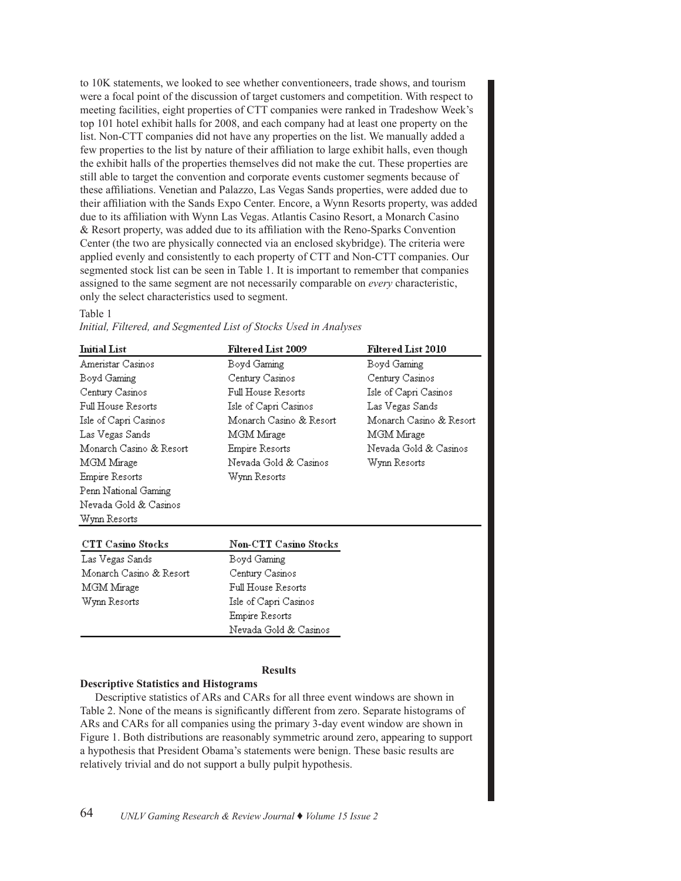to 10K statements, we looked to see whether conventioneers, trade shows, and tourism were a focal point of the discussion of target customers and competition. With respect to meeting facilities, eight properties of CTT companies were ranked in Tradeshow Week's top 101 hotel exhibit halls for 2008, and each company had at least one property on the list. Non-CTT companies did not have any properties on the list. We manually added a few properties to the list by nature of their affiliation to large exhibit halls, even though the exhibit halls of the properties themselves did not make the cut. These properties are still able to target the convention and corporate events customer segments because of these affiliations. Venetian and Palazzo, Las Vegas Sands properties, were added due to their affiliation with the Sands Expo Center. Encore, a Wynn Resorts property, was added due to its affiliation with Wynn Las Vegas. Atlantis Casino Resort, a Monarch Casino & Resort property, was added due to its affiliation with the Reno-Sparks Convention Center (the two are physically connected via an enclosed skybridge). The criteria were applied evenly and consistently to each property of CTT and Non-CTT companies. Our segmented stock list can be seen in Table 1. It is important to remember that companies assigned to the same segment are not necessarily comparable on *every* characteristic, only the select characteristics used to segment.

Table 1

*Initial, Filtered, and Segmented List of Stocks Used in Analyses*

| Initial List | Filtered List 2009 | Filtered List 2010 |
|---|---|---|
| Ameristar Casinos | Boyd Gaming | Boyd Gaming |
| Boyd Gaming | Century Casinos | Century Casinos |
| Century Casinos | Full House Resorts | Isle of Capri Casinos |
| Full House Resorts | Isle of Capri Casinos | Las Vegas Sands |
| Isle of Capri Casinos | Monarch Casino & Resort | Monarch Casino & Resort |
| Las Vegas Sands | MGM Mirage | MGM Mirage |
| Monarch Casino & Resort | Empire Resorts | Nevada Gold & Casinos |
| MGM Mirage | Nevada Gold & Casinos | Wynn Resorts |
| Empire Resorts | Wynn Resorts | |
| Penn National Gaming | | |
| Nevada Gold & Casinos | | |
| Wynn Resorts | | |

| CTT Casino Stocks | Non-CTT Casino Stocks |
|---|---|
| Las Vegas Sands | Boyd Gaming |
| Monarch Casino & Resort | Century Casinos |
| MGM Mirage | Full House Resorts |
| Wynn Resorts | Isle of Capri Casinos |
| | Empire Resorts |
| | Nevada Gold & Casinos |

## Results

### Descriptive Statistics and Histograms

Descriptive statistics of ARs and CARs for all three event windows are shown in Table 2. None of the means is significantly different from zero. Separate histograms of ARs and CARs for all companies using the primary 3-day event window are shown in Figure 1. Both distributions are reasonably symmetric around zero, appearing to support a hypothesis that President Obama's statements were benign. These basic results are relatively trivial and do not support a bully pulpit hypothesis.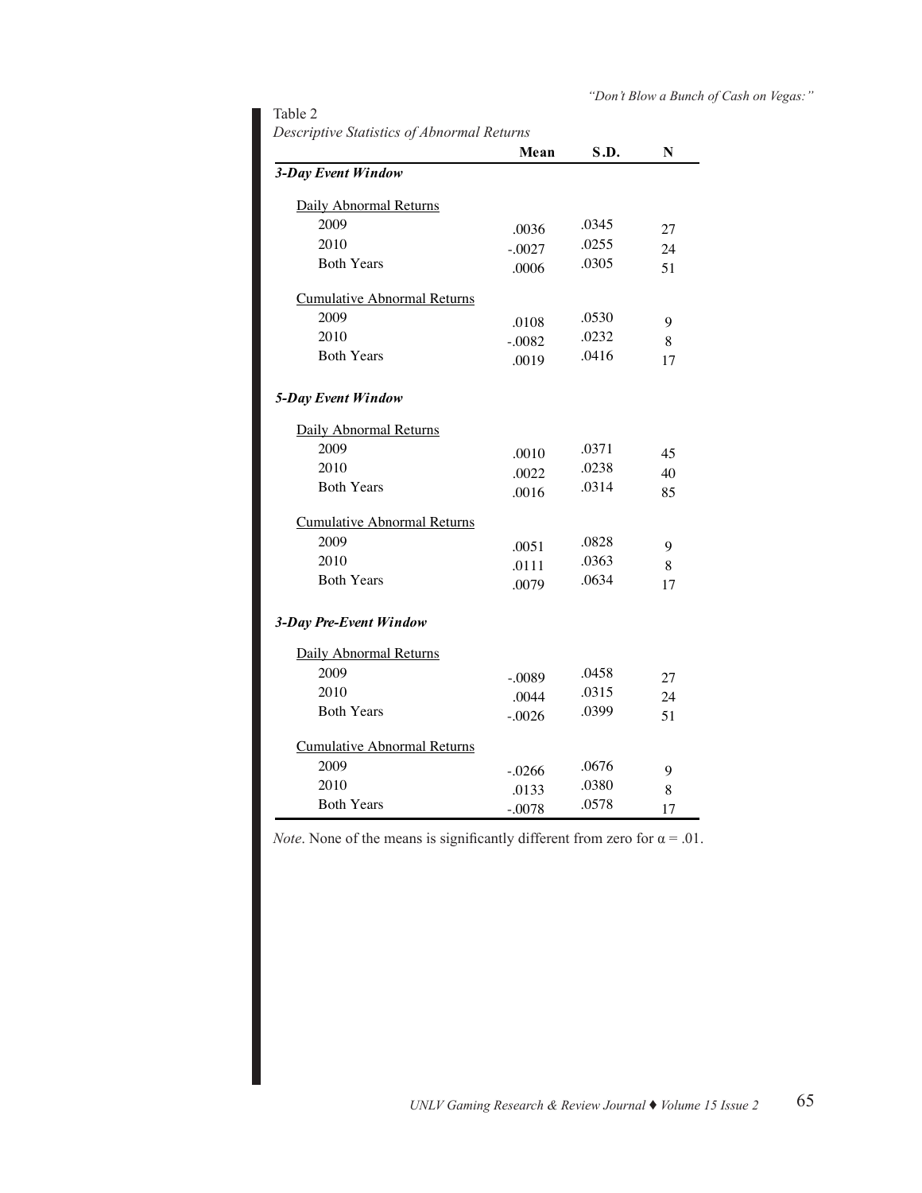Table 2

*Descriptive Statistics of Abnormal Returns*

| | Mean | S.D. | N |
|---|---|---|---|
| ***3-Day Event Window*** | | | |
| Daily Abnormal Returns | | | |
| 2009 | .0036 | .0345 | 27 |
| 2010 | -.0027 | .0255 | 24 |
| Both Years | .0006 | .0305 | 51 |
| Cumulative Abnormal Returns | | | |
| 2009 | .0108 | .0530 | 9 |
| 2010 | -.0082 | .0232 | 8 |
| Both Years | .0019 | .0416 | 17 |
| ***5-Day Event Window*** | | | |
| Daily Abnormal Returns | | | |
| 2009 | .0010 | .0371 | 45 |
| 2010 | .0022 | .0238 | 40 |
| Both Years | .0016 | .0314 | 85 |
| Cumulative Abnormal Returns | | | |
| 2009 | .0051 | .0828 | 9 |
| 2010 | .0111 | .0363 | 8 |
| Both Years | .0079 | .0634 | 17 |
| ***3-Day Pre-Event Window*** | | | |
| Daily Abnormal Returns | | | |
| 2009 | -.0089 | .0458 | 27 |
| 2010 | .0044 | .0315 | 24 |
| Both Years | -.0026 | .0399 | 51 |
| Cumulative Abnormal Returns | | | |
| 2009 | -.0266 | .0676 | 9 |
| 2010 | .0133 | .0380 | 8 |
| Both Years | -.0078 | .0578 | 17 |

*Note*. None of the means is significantly different from zero for $\alpha = .01$.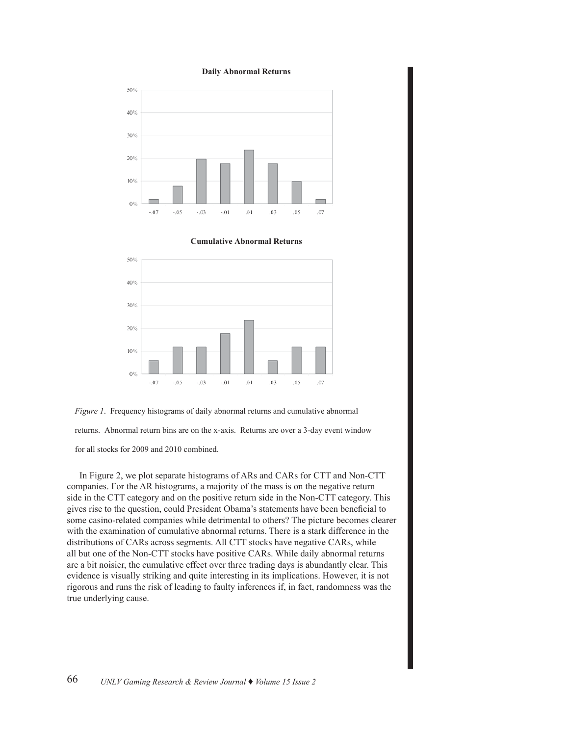**Daily Abnormal Returns**

**Cumulative Abnormal Returns**

*Figure 1*. Frequency histograms of daily abnormal returns and cumulative abnormal returns. Abnormal return bins are on the x-axis. Returns are over a 3-day event window for all stocks for 2009 and 2010 combined.

In Figure 2, we plot separate histograms of ARs and CARs for CTT and Non-CTT companies. For the AR histograms, a majority of the mass is on the negative return side in the CTT category and on the positive return side in the Non-CTT category. This gives rise to the question, could President Obama's statements have been beneficial to some casino-related companies while detrimental to others? The picture becomes clearer with the examination of cumulative abnormal returns. There is a stark difference in the distributions of CARs across segments. All CTT stocks have negative CARs, while all but one of the Non-CTT stocks have positive CARs. While daily abnormal returns are a bit noisier, the cumulative effect over three trading days is abundantly clear. This evidence is visually striking and quite interesting in its implications. However, it is not rigorous and runs the risk of leading to faulty inferences if, in fact, randomness was the true underlying cause.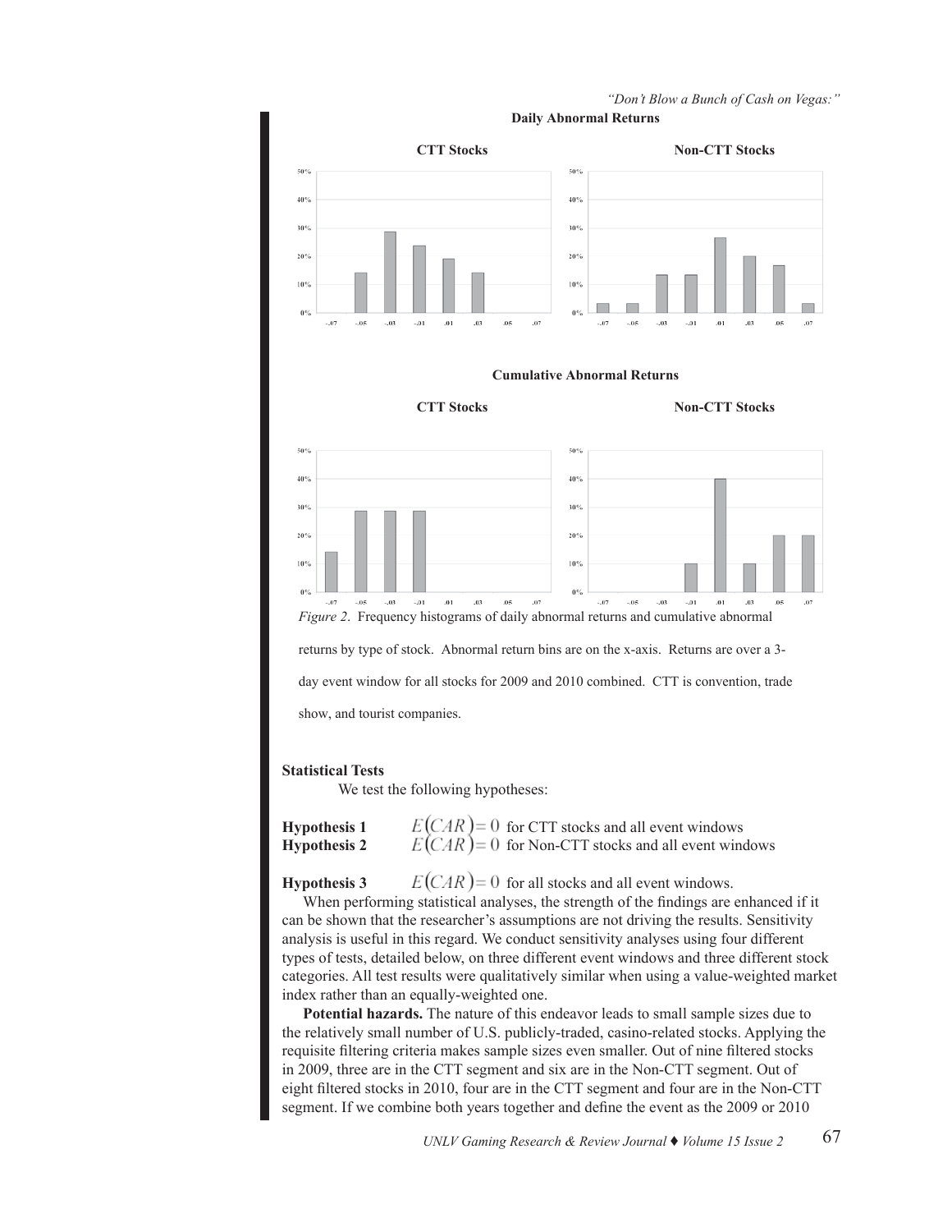**Daily Abnormal Returns**

**CTT Stocks** **Non-CTT Stocks**

**Cumulative Abnormal Returns**

**CTT Stocks** **Non-CTT Stocks**

*Figure 2*. Frequency histograms of daily abnormal returns and cumulative abnormal returns by type of stock. Abnormal return bins are on the x-axis. Returns are over a 3-day event window for all stocks for 2009 and 2010 combined. CTT is convention, trade show, and tourist companies.

### Statistical Tests

We test the following hypotheses:

**Hypothesis 1** $E(CAR) = 0$ for CTT stocks and all event windows

**Hypothesis 2** $E(CAR) = 0$ for Non-CTT stocks and all event windows

**Hypothesis 3** $E(CAR) = 0$ for all stocks and all event windows.

When performing statistical analyses, the strength of the findings are enhanced if it can be shown that the researcher's assumptions are not driving the results. Sensitivity analysis is useful in this regard. We conduct sensitivity analyses using four different types of tests, detailed below, on three different event windows and three different stock categories. All test results were qualitatively similar when using a value-weighted market index rather than an equally-weighted one.

**Potential hazards.** The nature of this endeavor leads to small sample sizes due to the relatively small number of U.S. publicly-traded, casino-related stocks. Applying the requisite filtering criteria makes sample sizes even smaller. Out of nine filtered stocks in 2009, three are in the CTT segment and six are in the Non-CTT segment. Out of eight filtered stocks in 2010, four are in the CTT segment and four are in the Non-CTT segment. If we combine both years together and define the event as the 2009 or 2010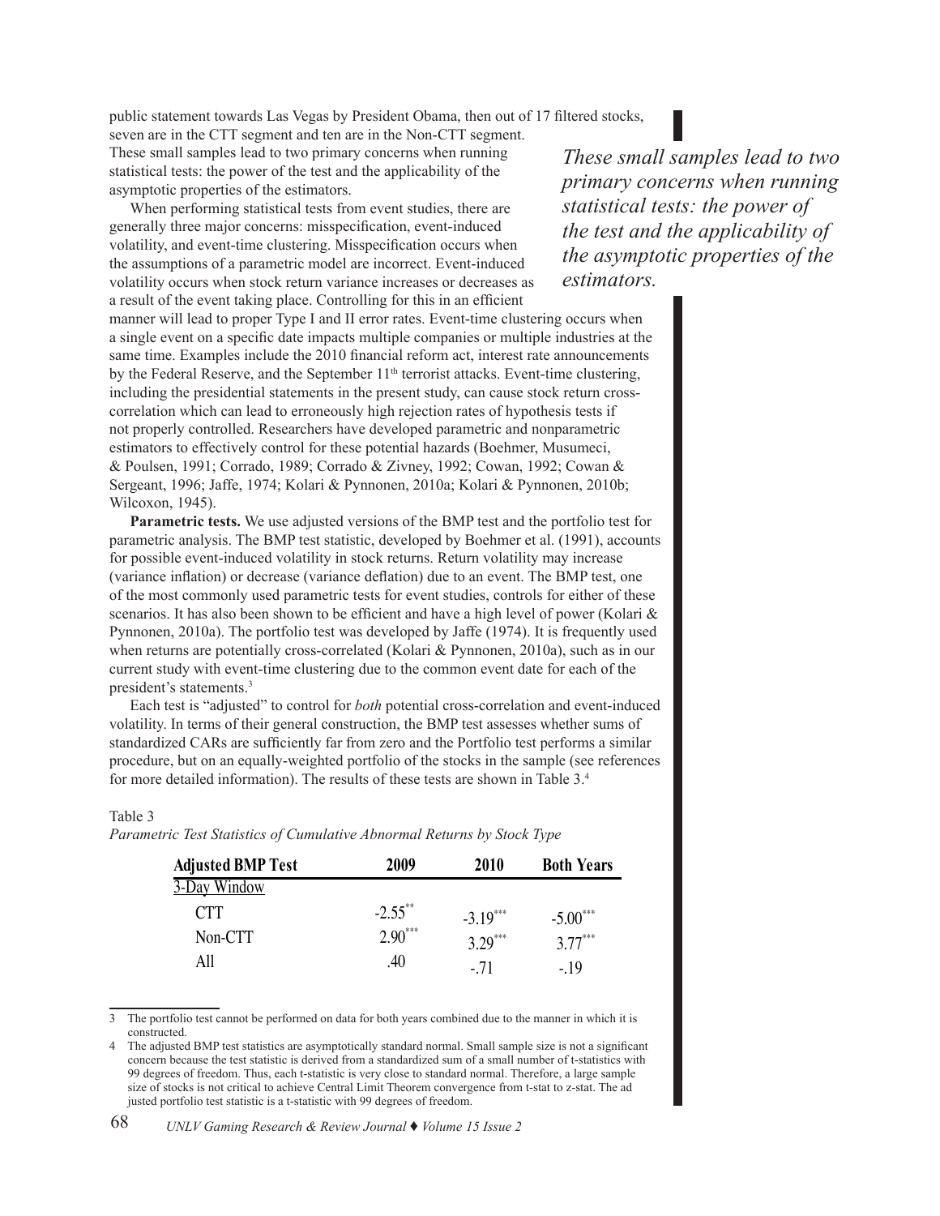public statement towards Las Vegas by President Obama, then out of 17 filtered stocks, seven are in the CTT segment and ten are in the Non-CTT segment. These small samples lead to two primary concerns when running statistical tests: the power of the test and the applicability of the asymptotic properties of the estimators.

*These small samples lead to two primary concerns when running statistical tests: the power of the test and the applicability of the asymptotic properties of the estimators.*

When performing statistical tests from event studies, there are generally three major concerns: misspecification, event-induced volatility, and event-time clustering. Misspecification occurs when the assumptions of a parametric model are incorrect. Event-induced volatility occurs when stock return variance increases or decreases as a result of the event taking place. Controlling for this in an efficient manner will lead to proper Type I and II error rates. Event-time clustering occurs when a single event on a specific date impacts multiple companies or multiple industries at the same time. Examples include the 2010 financial reform act, interest rate announcements by the Federal Reserve, and the September 11th terrorist attacks. Event-time clustering, including the presidential statements in the present study, can cause stock return cross-correlation which can lead to erroneously high rejection rates of hypothesis tests if not properly controlled. Researchers have developed parametric and nonparametric estimators to effectively control for these potential hazards (Boehmer, Musumeci, & Poulsen, 1991; Corrado, 1989; Corrado & Zivney, 1992; Cowan, 1992; Cowan & Sergeant, 1996; Jaffe, 1974; Kolari & Pynnonen, 2010a; Kolari & Pynnonen, 2010b; Wilcoxon, 1945).

**Parametric tests.** We use adjusted versions of the BMP test and the portfolio test for parametric analysis. The BMP test statistic, developed by Boehmer et al. (1991), accounts for possible event-induced volatility in stock returns. Return volatility may increase (variance inflation) or decrease (variance deflation) due to an event. The BMP test, one of the most commonly used parametric tests for event studies, controls for either of these scenarios. It has also been shown to be efficient and have a high level of power (Kolari & Pynnonen, 2010a). The portfolio test was developed by Jaffe (1974). It is frequently used when returns are potentially cross-correlated (Kolari & Pynnonen, 2010a), such as in our current study with event-time clustering due to the common event date for each of the president's statements.[3]

Each test is "adjusted" to control for *both* potential cross-correlation and event-induced volatility. In terms of their general construction, the BMP test assesses whether sums of standardized CARs are sufficiently far from zero and the Portfolio test performs a similar procedure, but on an equally-weighted portfolio of the stocks in the sample (see references for more detailed information). The results of these tests are shown in Table 3.[4]

Table 3

*Parametric Test Statistics of Cumulative Abnormal Returns by Stock Type*

| Adjusted BMP Test | 2009 | 2010 | Both Years |
|---|---|---|---|
| 3-Day Window | | | |
| CTT | $-2.55^{**}$ | $-3.19^{***}$ | $-5.00^{***}$ |
| Non-CTT | $2.90^{***}$ | $3.29^{***}$ | $3.77^{***}$ |
| All | .40 | -.71 | -.19 |

3 The portfolio test cannot be performed on data for both years combined due to the manner in which it is constructed.

4 The adjusted BMP test statistics are asymptotically standard normal. Small sample size is not a significant concern because the test statistic is derived from a standardized sum of a small number of t-statistics with 99 degrees of freedom. Thus, each t-statistic is very close to standard normal. Therefore, a large sample size of stocks is not critical to achieve Central Limit Theorem convergence from t-stat to z-stat. The adjusted portfolio test statistic is a t-statistic with 99 degrees of freedom.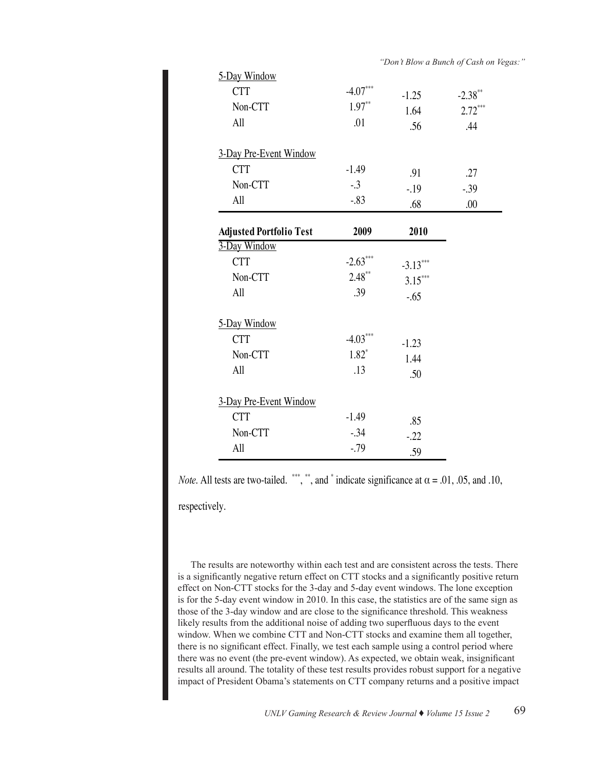| | | | |
|---|---|---|---|
| 5-Day Window | | | |
| CTT | -4.07*** | -1.25 | -2.38** |
| Non-CTT | 1.97** | 1.64 | 2.72*** |
| All | .01 | .56 | .44 |
| 3-Day Pre-Event Window | | | |
| CTT | -1.49 | .91 | .27 |
| Non-CTT | -.3 | -.19 | -.39 |
| All | -.83 | .68 | .00 |

| **Adjusted Portfolio Test** | **2009** | **2010** |
|---|---|---|
| 3-Day Window | | |
| CTT | -2.63*** | -3.13*** |
| Non-CTT | 2.48** | 3.15*** |
| All | .39 | -.65 |
| 5-Day Window | | |
| CTT | -4.03*** | -1.23 |
| Non-CTT | 1.82* | 1.44 |
| All | .13 | .50 |
| 3-Day Pre-Event Window | | |
| CTT | -1.49 | .85 |
| Non-CTT | -.34 | -.22 |
| All | -.79 | .59 |

*Note.* All tests are two-tailed. ***, **, and * indicate significance at $\alpha = .01$, .05, and .10, respectively.

The results are noteworthy within each test and are consistent across the tests. There is a significantly negative return effect on CTT stocks and a significantly positive return effect on Non-CTT stocks for the 3-day and 5-day event windows. The lone exception is for the 5-day event window in 2010. In this case, the statistics are of the same sign as those of the 3-day window and are close to the significance threshold. This weakness likely results from the additional noise of adding two superfluous days to the event window. When we combine CTT and Non-CTT stocks and examine them all together, there is no significant effect. Finally, we test each sample using a control period where there was no event (the pre-event window). As expected, we obtain weak, insignificant results all around. The totality of these test results provides robust support for a negative impact of President Obama's statements on CTT company returns and a positive impact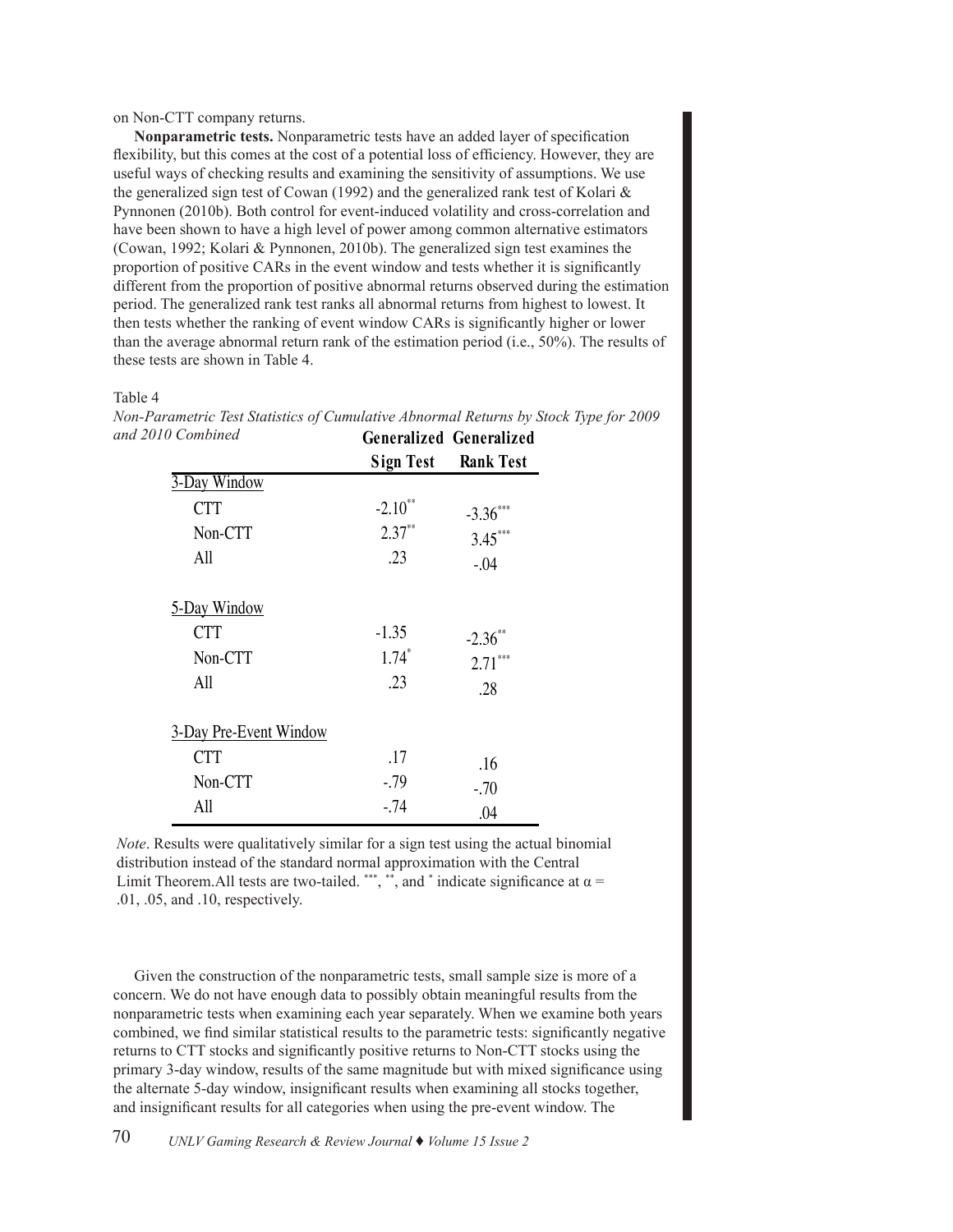on Non-CTT company returns.

**Nonparametric tests.** Nonparametric tests have an added layer of specification flexibility, but this comes at the cost of a potential loss of efficiency. However, they are useful ways of checking results and examining the sensitivity of assumptions. We use the generalized sign test of Cowan (1992) and the generalized rank test of Kolari & Pynnonen (2010b). Both control for event-induced volatility and cross-correlation and have been shown to have a high level of power among common alternative estimators (Cowan, 1992; Kolari & Pynnonen, 2010b). The generalized sign test examines the proportion of positive CARs in the event window and tests whether it is significantly different from the proportion of positive abnormal returns observed during the estimation period. The generalized rank test ranks all abnormal returns from highest to lowest. It then tests whether the ranking of event window CARs is significantly higher or lower than the average abnormal return rank of the estimation period (i.e., 50%). The results of these tests are shown in Table 4.

Table 4

*Non-Parametric Test Statistics of Cumulative Abnormal Returns by Stock Type for 2009 and 2010 Combined*

| | Generalized Sign Test | Generalized Rank Test |
|---|---|---|
| 3-Day Window | | |
| CTT | -2.10** | -3.36*** |
| Non-CTT | 2.37** | 3.45*** |
| All | .23 | -.04 |
| 5-Day Window | | |
| CTT | -1.35 | -2.36** |
| Non-CTT | 1.74* | 2.71*** |
| All | .23 | .28 |
| 3-Day Pre-Event Window | | |
| CTT | .17 | .16 |
| Non-CTT | -.79 | -.70 |
| All | -.74 | .04 |

*Note*. Results were qualitatively similar for a sign test using the actual binomial distribution instead of the standard normal approximation with the Central Limit Theorem.All tests are two-tailed. ***, **, and * indicate significance at $\alpha$ = .01, .05, and .10, respectively.

Given the construction of the nonparametric tests, small sample size is more of a concern. We do not have enough data to possibly obtain meaningful results from the nonparametric tests when examining each year separately. When we examine both years combined, we find similar statistical results to the parametric tests: significantly negative returns to CTT stocks and significantly positive returns to Non-CTT stocks using the primary 3-day window, results of the same magnitude but with mixed significance using the alternate 5-day window, insignificant results when examining all stocks together, and insignificant results for all categories when using the pre-event window. The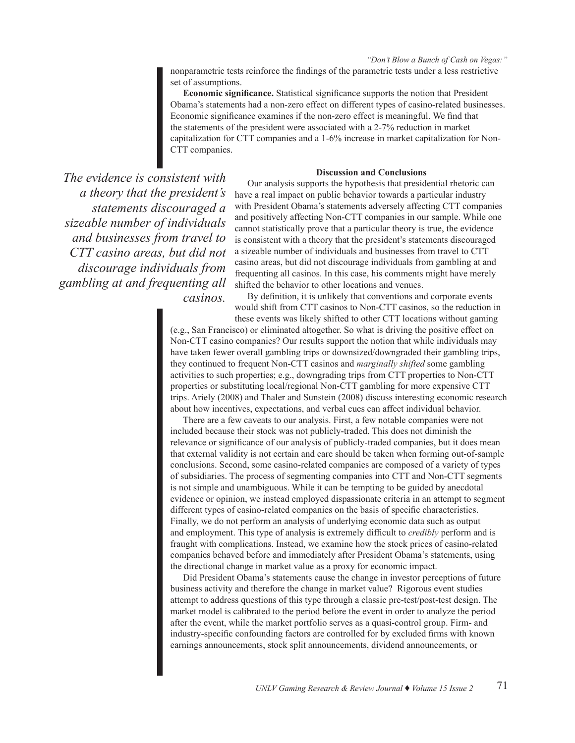nonparametric tests reinforce the findings of the parametric tests under a less restrictive set of assumptions.

**Economic significance.** Statistical significance supports the notion that President Obama's statements had a non-zero effect on different types of casino-related businesses. Economic significance examines if the non-zero effect is meaningful. We find that the statements of the president were associated with a 2-7% reduction in market capitalization for CTT companies and a 1-6% increase in market capitalization for Non-CTT companies.

## Discussion and Conclusions

*The evidence is consistent with a theory that the president's statements discouraged a sizeable number of individuals and businesses from travel to CTT casino areas, but did not discourage individuals from gambling at and frequenting all casinos.*

Our analysis supports the hypothesis that presidential rhetoric can have a real impact on public behavior towards a particular industry with President Obama's statements adversely affecting CTT companies and positively affecting Non-CTT companies in our sample. While one cannot statistically prove that a particular theory is true, the evidence is consistent with a theory that the president's statements discouraged a sizeable number of individuals and businesses from travel to CTT casino areas, but did not discourage individuals from gambling at and frequenting all casinos. In this case, his comments might have merely shifted the behavior to other locations and venues.

By definition, it is unlikely that conventions and corporate events would shift from CTT casinos to Non-CTT casinos, so the reduction in these events was likely shifted to other CTT locations without gaming (e.g., San Francisco) or eliminated altogether. So what is driving the positive effect on Non-CTT casino companies? Our results support the notion that while individuals may have taken fewer overall gambling trips or downsized/downgraded their gambling trips, they continued to frequent Non-CTT casinos and *marginally shifted* some gambling activities to such properties; e.g., downgrading trips from CTT properties to Non-CTT properties or substituting local/regional Non-CTT gambling for more expensive CTT trips. Ariely (2008) and Thaler and Sunstein (2008) discuss interesting economic research about how incentives, expectations, and verbal cues can affect individual behavior.

There are a few caveats to our analysis. First, a few notable companies were not included because their stock was not publicly-traded. This does not diminish the relevance or significance of our analysis of publicly-traded companies, but it does mean that external validity is not certain and care should be taken when forming out-of-sample conclusions. Second, some casino-related companies are composed of a variety of types of subsidiaries. The process of segmenting companies into CTT and Non-CTT segments is not simple and unambiguous. While it can be tempting to be guided by anecdotal evidence or opinion, we instead employed dispassionate criteria in an attempt to segment different types of casino-related companies on the basis of specific characteristics. Finally, we do not perform an analysis of underlying economic data such as output and employment. This type of analysis is extremely difficult to *credibly* perform and is fraught with complications. Instead, we examine how the stock prices of casino-related companies behaved before and immediately after President Obama's statements, using the directional change in market value as a proxy for economic impact.

Did President Obama's statements cause the change in investor perceptions of future business activity and therefore the change in market value? Rigorous event studies attempt to address questions of this type through a classic pre-test/post-test design. The market model is calibrated to the period before the event in order to analyze the period after the event, while the market portfolio serves as a quasi-control group. Firm- and industry-specific confounding factors are controlled for by excluded firms with known earnings announcements, stock split announcements, dividend announcements, or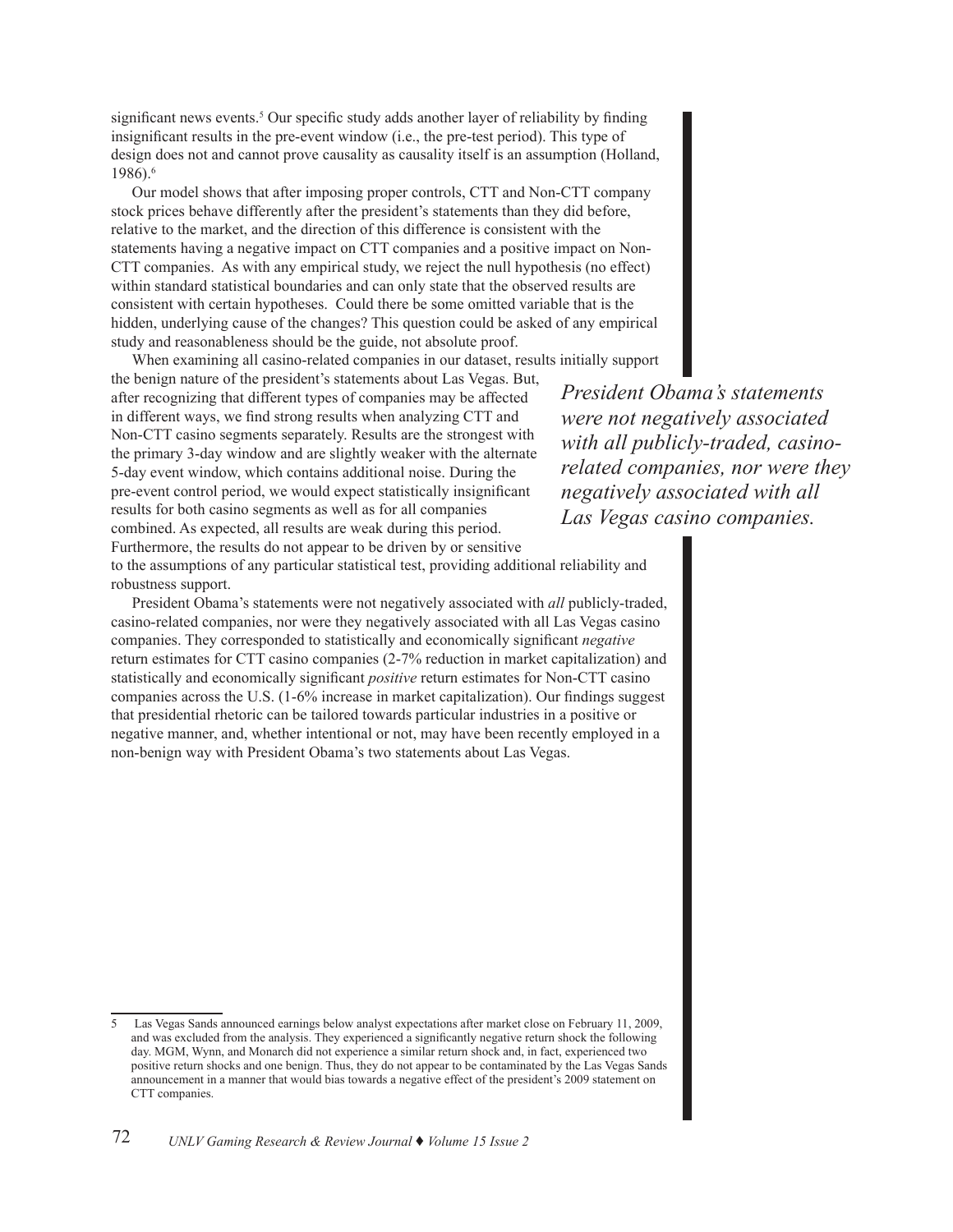significant news events.[5] Our specific study adds another layer of reliability by finding insignificant results in the pre-event window (i.e., the pre-test period). This type of design does not and cannot prove causality as causality itself is an assumption (Holland, 1986).[6]

Our model shows that after imposing proper controls, CTT and Non-CTT company stock prices behave differently after the president's statements than they did before, relative to the market, and the direction of this difference is consistent with the statements having a negative impact on CTT companies and a positive impact on Non-CTT companies. As with any empirical study, we reject the null hypothesis (no effect) within standard statistical boundaries and can only state that the observed results are consistent with certain hypotheses. Could there be some omitted variable that is the hidden, underlying cause of the changes? This question could be asked of any empirical study and reasonableness should be the guide, not absolute proof.

When examining all casino-related companies in our dataset, results initially support the benign nature of the president's statements about Las Vegas. But, after recognizing that different types of companies may be affected in different ways, we find strong results when analyzing CTT and Non-CTT casino segments separately. Results are the strongest with the primary 3-day window and are slightly weaker with the alternate 5-day event window, which contains additional noise. During the pre-event control period, we would expect statistically insignificant results for both casino segments as well as for all companies combined. As expected, all results are weak during this period. Furthermore, the results do not appear to be driven by or sensitive to the assumptions of any particular statistical test, providing additional reliability and robustness support.

*President Obama's statements were not negatively associated with all publicly-traded, casino-related companies, nor were they negatively associated with all Las Vegas casino companies.*

President Obama's statements were not negatively associated with *all* publicly-traded, casino-related companies, nor were they negatively associated with all Las Vegas casino companies. They corresponded to statistically and economically significant *negative* return estimates for CTT casino companies (2-7% reduction in market capitalization) and statistically and economically significant *positive* return estimates for Non-CTT casino companies across the U.S. (1-6% increase in market capitalization). Our findings suggest that presidential rhetoric can be tailored towards particular industries in a positive or negative manner, and, whether intentional or not, may have been recently employed in a non-benign way with President Obama's two statements about Las Vegas.

---

5 Las Vegas Sands announced earnings below analyst expectations after market close on February 11, 2009, and was excluded from the analysis. They experienced a significantly negative return shock the following day. MGM, Wynn, and Monarch did not experience a similar return shock and, in fact, experienced two positive return shocks and one benign. Thus, they do not appear to be contaminated by the Las Vegas Sands announcement in a manner that would bias towards a negative effect of the president's 2009 statement on CTT companies.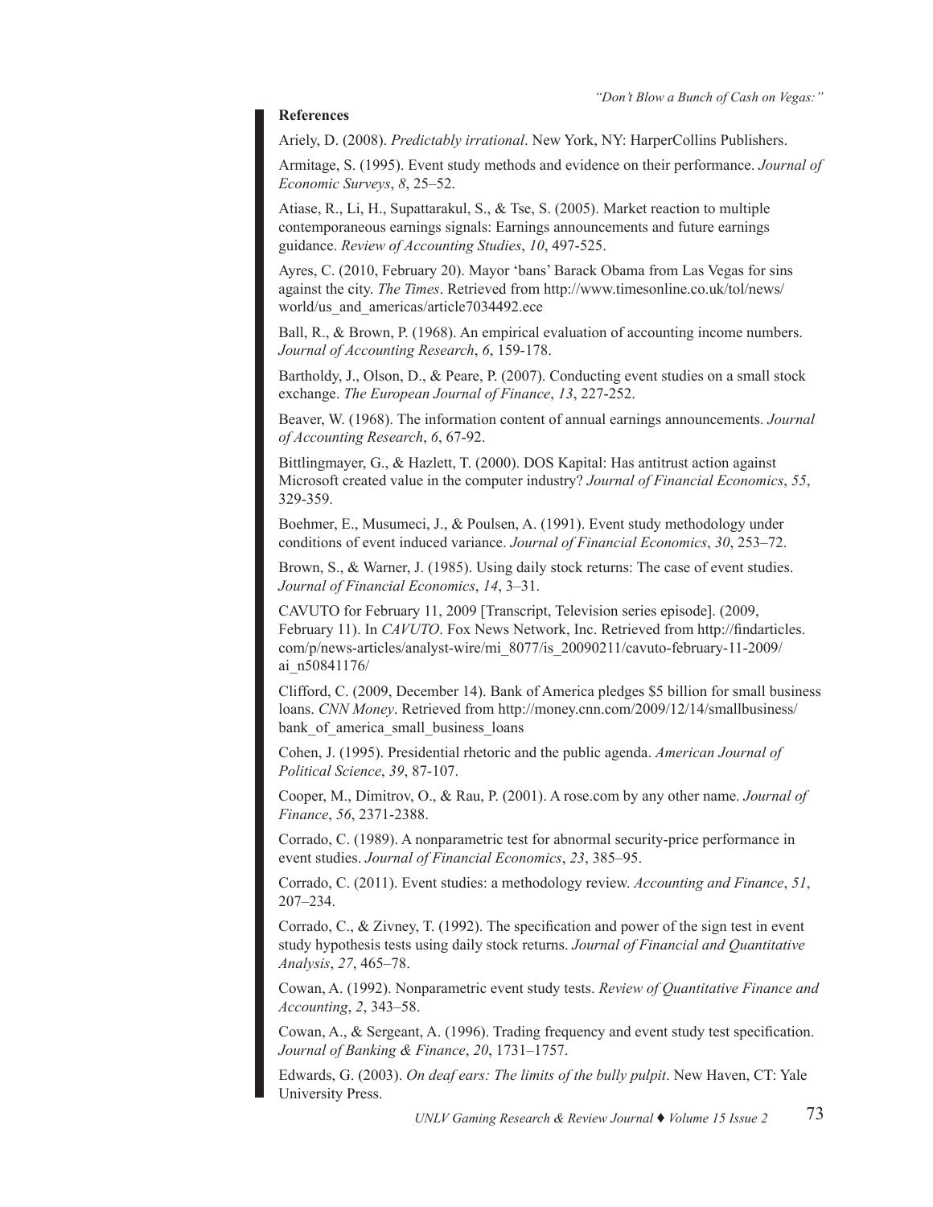**References**

Ariely, D. (2008). *Predictably irrational*. New York, NY: HarperCollins Publishers.

Armitage, S. (1995). Event study methods and evidence on their performance. *Journal of Economic Surveys*, *8*, 25–52.

Atiase, R., Li, H., Supattarakul, S., & Tse, S. (2005). Market reaction to multiple contemporaneous earnings signals: Earnings announcements and future earnings guidance. *Review of Accounting Studies*, *10*, 497-525.

Ayres, C. (2010, February 20). Mayor 'bans' Barack Obama from Las Vegas for sins against the city. *The Times*. Retrieved from http://www.timesonline.co.uk/tol/news/world/us_and_americas/article7034492.ece

Ball, R., & Brown, P. (1968). An empirical evaluation of accounting income numbers. *Journal of Accounting Research*, *6*, 159-178.

Bartholdy, J., Olson, D., & Peare, P. (2007). Conducting event studies on a small stock exchange. *The European Journal of Finance*, *13*, 227-252.

Beaver, W. (1968). The information content of annual earnings announcements. *Journal of Accounting Research*, *6*, 67-92.

Bittlingmayer, G., & Hazlett, T. (2000). DOS Kapital: Has antitrust action against Microsoft created value in the computer industry? *Journal of Financial Economics*, *55*, 329-359.

Boehmer, E., Musumeci, J., & Poulsen, A. (1991). Event study methodology under conditions of event induced variance. *Journal of Financial Economics*, *30*, 253–72.

Brown, S., & Warner, J. (1985). Using daily stock returns: The case of event studies. *Journal of Financial Economics*, *14*, 3–31.

CAVUTO for February 11, 2009 [Transcript, Television series episode]. (2009, February 11). In *CAVUTO*. Fox News Network, Inc. Retrieved from http://findarticles.com/p/news-articles/analyst-wire/mi_8077/is_20090211/cavuto-february-11-2009/ai_n50841176/

Clifford, C. (2009, December 14). Bank of America pledges $5 billion for small business loans. *CNN Money*. Retrieved from http://money.cnn.com/2009/12/14/smallbusiness/bank_of_america_small_business_loans

Cohen, J. (1995). Presidential rhetoric and the public agenda. *American Journal of Political Science*, *39*, 87-107.

Cooper, M., Dimitrov, O., & Rau, P. (2001). A rose.com by any other name. *Journal of Finance*, *56*, 2371-2388.

Corrado, C. (1989). A nonparametric test for abnormal security-price performance in event studies. *Journal of Financial Economics*, *23*, 385–95.

Corrado, C. (2011). Event studies: a methodology review. *Accounting and Finance*, *51*, 207–234.

Corrado, C., & Zivney, T. (1992). The specification and power of the sign test in event study hypothesis tests using daily stock returns. *Journal of Financial and Quantitative Analysis*, *27*, 465–78.

Cowan, A. (1992). Nonparametric event study tests. *Review of Quantitative Finance and Accounting*, *2*, 343–58.

Cowan, A., & Sergeant, A. (1996). Trading frequency and event study test specification. *Journal of Banking & Finance*, *20*, 1731–1757.

Edwards, G. (2003). *On deaf ears: The limits of the bully pulpit*. New Haven, CT: Yale University Press.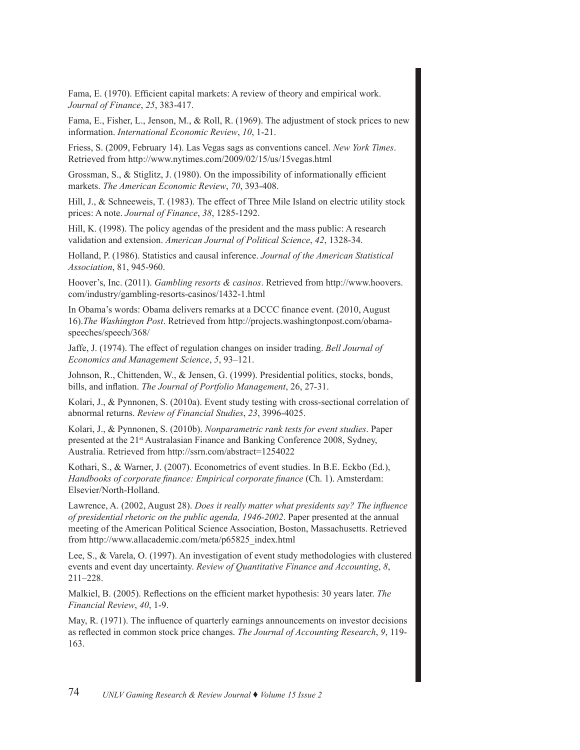Fama, E. (1970). Efficient capital markets: A review of theory and empirical work. *Journal of Finance*, *25*, 383-417.

Fama, E., Fisher, L., Jenson, M., & Roll, R. (1969). The adjustment of stock prices to new information. *International Economic Review*, *10*, 1-21.

Friess, S. (2009, February 14). Las Vegas sags as conventions cancel. *New York Times*. Retrieved from http://www.nytimes.com/2009/02/15/us/15vegas.html

Grossman, S., & Stiglitz, J. (1980). On the impossibility of informationally efficient markets. *The American Economic Review*, *70*, 393-408.

Hill, J., & Schneeweis, T. (1983). The effect of Three Mile Island on electric utility stock prices: A note. *Journal of Finance*, *38*, 1285-1292.

Hill, K. (1998). The policy agendas of the president and the mass public: A research validation and extension. *American Journal of Political Science*, *42*, 1328-34.

Holland, P. (1986). Statistics and causal inference. *Journal of the American Statistical Association*, 81, 945-960.

Hoover's, Inc. (2011). *Gambling resorts & casinos*. Retrieved from http://www.hoovers.com/industry/gambling-resorts-casinos/1432-1.html

In Obama's words: Obama delivers remarks at a DCCC finance event. (2010, August 16).*The Washington Post*. Retrieved from http://projects.washingtonpost.com/obama-speeches/speech/368/

Jaffe, J. (1974). The effect of regulation changes on insider trading. *Bell Journal of Economics and Management Science*, *5*, 93–121.

Johnson, R., Chittenden, W., & Jensen, G. (1999). Presidential politics, stocks, bonds, bills, and inflation. *The Journal of Portfolio Management*, 26, 27-31.

Kolari, J., & Pynnonen, S. (2010a). Event study testing with cross-sectional correlation of abnormal returns. *Review of Financial Studies*, *23*, 3996-4025.

Kolari, J., & Pynnonen, S. (2010b). *Nonparametric rank tests for event studies*. Paper presented at the 21st Australasian Finance and Banking Conference 2008, Sydney, Australia. Retrieved from http://ssrn.com/abstract=1254022

Kothari, S., & Warner, J. (2007). Econometrics of event studies. In B.E. Eckbo (Ed.), *Handbooks of corporate finance: Empirical corporate finance* (Ch. 1). Amsterdam: Elsevier/North-Holland.

Lawrence, A. (2002, August 28). *Does it really matter what presidents say? The influence of presidential rhetoric on the public agenda, 1946-2002*. Paper presented at the annual meeting of the American Political Science Association, Boston, Massachusetts. Retrieved from http://www.allacademic.com/meta/p65825_index.html

Lee, S., & Varela, O. (1997). An investigation of event study methodologies with clustered events and event day uncertainty. *Review of Quantitative Finance and Accounting*, *8*, 211–228.

Malkiel, B. (2005). Reflections on the efficient market hypothesis: 30 years later. *The Financial Review*, *40*, 1-9.

May, R. (1971). The influence of quarterly earnings announcements on investor decisions as reflected in common stock price changes. *The Journal of Accounting Research*, *9*, 119-163.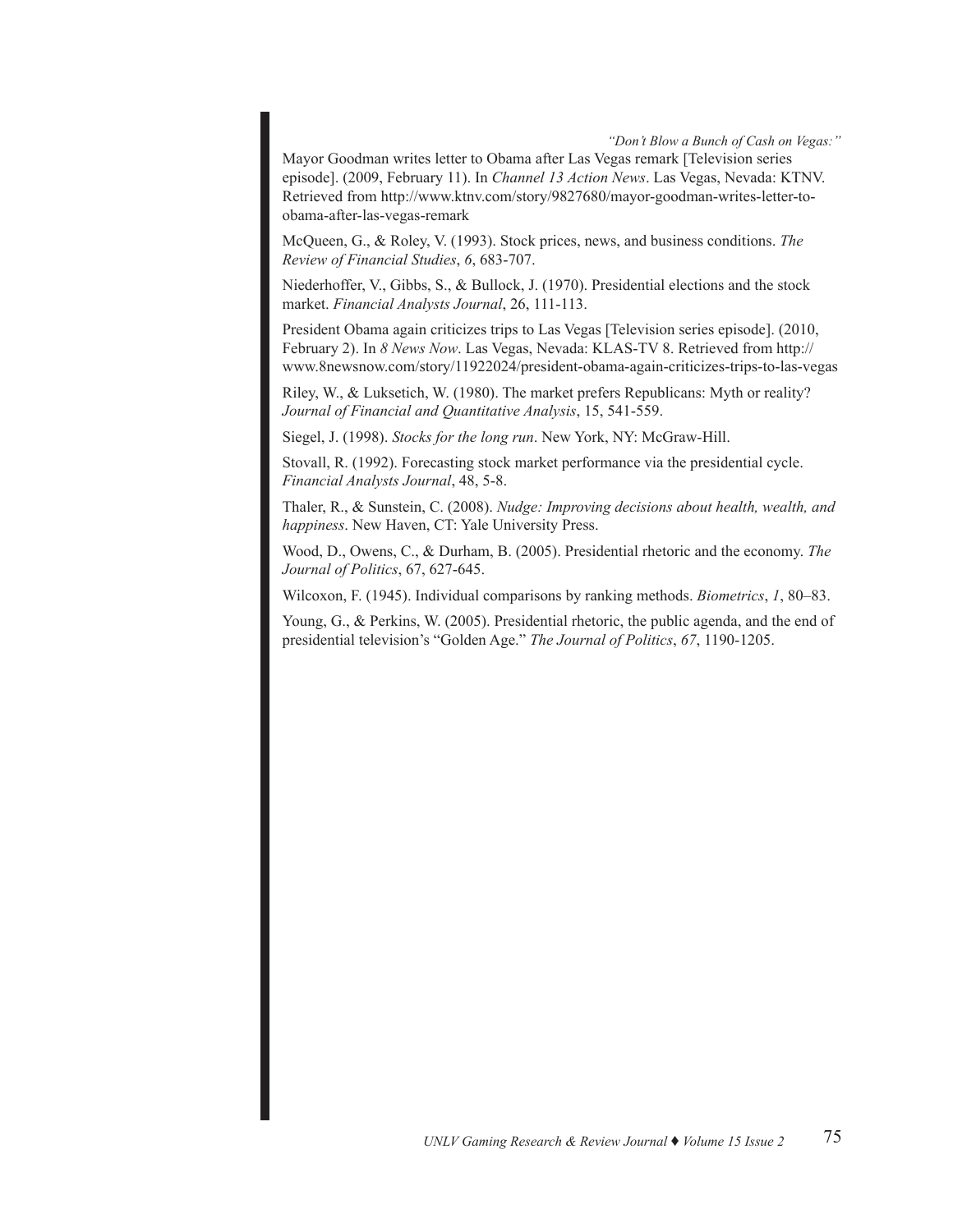Mayor Goodman writes letter to Obama after Las Vegas remark [Television series episode]. (2009, February 11). In *Channel 13 Action News*. Las Vegas, Nevada: KTNV. Retrieved from http://www.ktnv.com/story/9827680/mayor-goodman-writes-letter-to-obama-after-las-vegas-remark

McQueen, G., & Roley, V. (1993). Stock prices, news, and business conditions. *The Review of Financial Studies*, *6*, 683-707.

Niederhoffer, V., Gibbs, S., & Bullock, J. (1970). Presidential elections and the stock market. *Financial Analysts Journal*, 26, 111-113.

President Obama again criticizes trips to Las Vegas [Television series episode]. (2010, February 2). In *8 News Now*. Las Vegas, Nevada: KLAS-TV 8. Retrieved from http://www.8newsnow.com/story/11922024/president-obama-again-criticizes-trips-to-las-vegas

Riley, W., & Luksetich, W. (1980). The market prefers Republicans: Myth or reality? *Journal of Financial and Quantitative Analysis*, 15, 541-559.

Siegel, J. (1998). *Stocks for the long run*. New York, NY: McGraw-Hill.

Stovall, R. (1992). Forecasting stock market performance via the presidential cycle. *Financial Analysts Journal*, 48, 5-8.

Thaler, R., & Sunstein, C. (2008). *Nudge: Improving decisions about health, wealth, and happiness*. New Haven, CT: Yale University Press.

Wood, D., Owens, C., & Durham, B. (2005). Presidential rhetoric and the economy. *The Journal of Politics*, 67, 627-645.

Wilcoxon, F. (1945). Individual comparisons by ranking methods. *Biometrics*, *1*, 80–83.

Young, G., & Perkins, W. (2005). Presidential rhetoric, the public agenda, and the end of presidential television's "Golden Age." *The Journal of Politics*, *67*, 1190-1205.